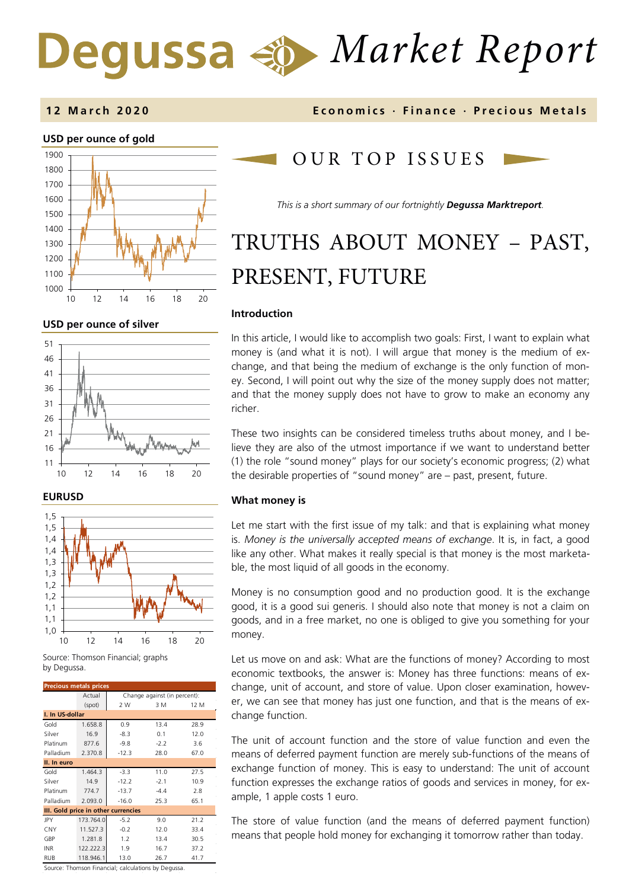# Degussa Market Report

**12 March 2020** **Economics · Finance · Precious Metals**

**USD per ounce of gold**

1900
1800
1700
1600
1500
1400
1300
1200
1100
1000
10 12 14 16 18 20

**USD per ounce of silver**

51
46
41
36
31
26
21
16
11
10 12 14 16 18 20

**EURUSD**

1,5
1,5
1,4
1,4
1,3
1,3
1,2
1,2
1,1
1,1
1,0
10 12 14 16 18 20

Source: Thomson Financial; graphs by Degussa.

| Precious metals prices | | | | |
|---|---|---|---|---|
| | Actual | Change against (in percent): | | |
| | (spot) | 2 W | 3 M | 12 M |
| **I. In US-dollar** | | | | |
| Gold | 1.658.8 | 0.9 | 13.4 | 28.9 |
| Silver | 16.9 | -8.3 | 0.1 | 12.0 |
| Platinum | 877.6 | -9.8 | -2.2 | 3.6 |
| Palladium | 2.370.8 | -12.3 | 28.0 | 67.0 |
| **II. In euro** | | | | |
| Gold | 1.464.3 | -3.3 | 11.0 | 27.5 |
| Silver | 14.9 | -12.2 | -2.1 | 10.9 |
| Platinum | 774.7 | -13.7 | -4.4 | 2.8 |
| Palladium | 2.093.0 | -16.0 | 25.3 | 65.1 |
| **III. Gold price in other currencies** | | | | |
| JPY | 173.764.0 | -5.2 | 9.0 | 21.2 |
| CNY | 11.527.3 | -0.2 | 12.0 | 33.4 |
| GBP | 1.281.8 | 1.2 | 13.4 | 30.5 |
| INR | 122.222.3 | 1.9 | 16.7 | 37.2 |
| RUB | 118.946.1 | 13.0 | 26.7 | 41.7 |

Source: Thomson Financial; calculations by Degussa.

## OUR TOP ISSUES

*This is a short summary of our fortnightly **Degussa Marktreport**.*

# TRUTHS ABOUT MONEY – PAST, PRESENT, FUTURE

### Introduction

In this article, I would like to accomplish two goals: First, I want to explain what money is (and what it is not). I will argue that money is the medium of exchange, and that being the medium of exchange is the only function of money. Second, I will point out why the size of the money supply does not matter; and that the money supply does not have to grow to make an economy any richer.

These two insights can be considered timeless truths about money, and I believe they are also of the utmost importance if we want to understand better (1) the role "sound money" plays for our society's economic progress; (2) what the desirable properties of "sound money" are – past, present, future.

### What money is

Let me start with the first issue of my talk: and that is explaining what money is. *Money is the universally accepted means of exchange*. It is, in fact, a good like any other. What makes it really special is that money is the most marketable, the most liquid of all goods in the economy.

Money is no consumption good and no production good. It is the exchange good, it is a good sui generis. I should also note that money is not a claim on goods, and in a free market, no one is obliged to give you something for your money.

Let us move on and ask: What are the functions of money? According to most economic textbooks, the answer is: Money has three functions: means of exchange, unit of account, and store of value. Upon closer examination, however, we can see that money has just one function, and that is the means of exchange function.

The unit of account function and the store of value function and even the means of deferred payment function are merely sub-functions of the means of exchange function of money. This is easy to understand: The unit of account function expresses the exchange ratios of goods and services in money, for example, 1 apple costs 1 euro.

The store of value function (and the means of deferred payment function) means that people hold money for exchanging it tomorrow rather than today.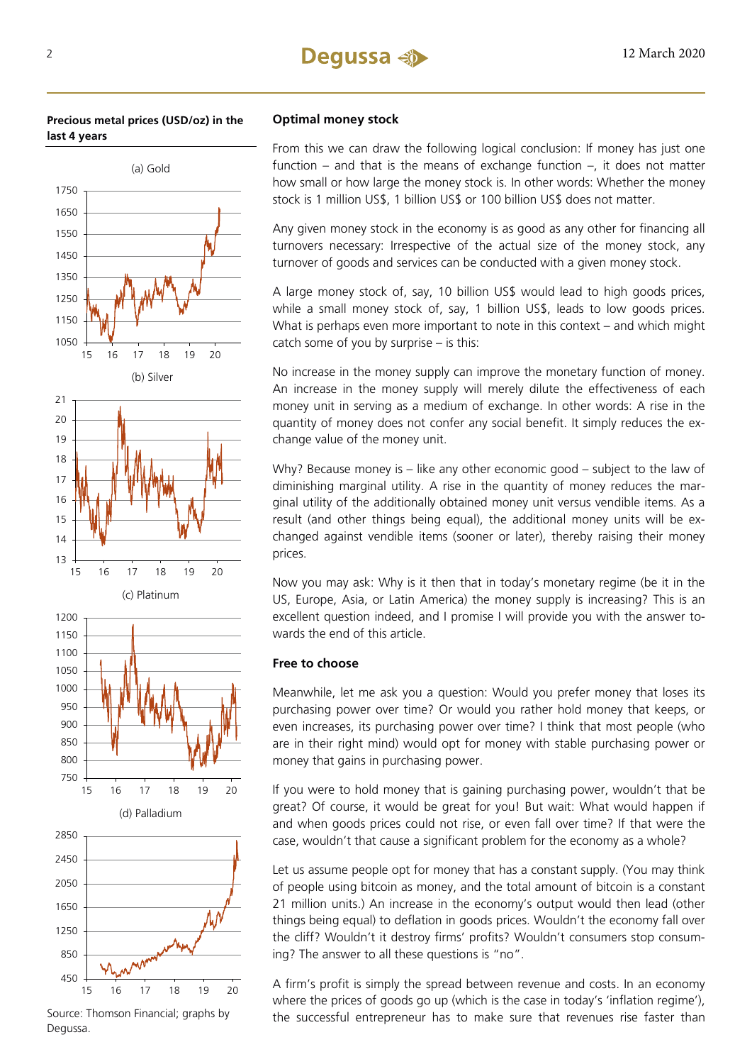**Precious metal prices (USD/oz) in the last 4 years**

(a) Gold

1750
1650
1550
1450
1350
1250
1150
1050
15 16 17 18 19 20

(b) Silver

21
20
19
18
17
16
15
14
13
15 16 17 18 19 20

(c) Platinum

1200
1150
1100
1050
1000
950
900
850
800
750
15 16 17 18 19 20

(d) Palladium

2850
2450
2050
1650
1250
850
450
15 16 17 18 19 20

Source: Thomson Financial; graphs by Degussa.

## Optimal money stock

From this we can draw the following logical conclusion: If money has just one function – and that is the means of exchange function –, it does not matter how small or how large the money stock is. In other words: Whether the money stock is 1 million US$, 1 billion US$ or 100 billion US$ does not matter.

Any given money stock in the economy is as good as any other for financing all turnovers necessary: Irrespective of the actual size of the money stock, any turnover of goods and services can be conducted with a given money stock.

A large money stock of, say, 10 billion US$ would lead to high goods prices, while a small money stock of, say, 1 billion US$, leads to low goods prices. What is perhaps even more important to note in this context – and which might catch some of you by surprise – is this:

No increase in the money supply can improve the monetary function of money. An increase in the money supply will merely dilute the effectiveness of each money unit in serving as a medium of exchange. In other words: A rise in the quantity of money does not confer any social benefit. It simply reduces the exchange value of the money unit.

Why? Because money is – like any other economic good – subject to the law of diminishing marginal utility. A rise in the quantity of money reduces the marginal utility of the additionally obtained money unit versus vendible items. As a result (and other things being equal), the additional money units will be exchanged against vendible items (sooner or later), thereby raising their money prices.

Now you may ask: Why is it then that in today's monetary regime (be it in the US, Europe, Asia, or Latin America) the money supply is increasing? This is an excellent question indeed, and I promise I will provide you with the answer towards the end of this article.

## Free to choose

Meanwhile, let me ask you a question: Would you prefer money that loses its purchasing power over time? Or would you rather hold money that keeps, or even increases, its purchasing power over time? I think that most people (who are in their right mind) would opt for money with stable purchasing power or money that gains in purchasing power.

If you were to hold money that is gaining purchasing power, wouldn't that be great? Of course, it would be great for you! But wait: What would happen if and when goods prices could not rise, or even fall over time? If that were the case, wouldn't that cause a significant problem for the economy as a whole?

Let us assume people opt for money that has a constant supply. (You may think of people using bitcoin as money, and the total amount of bitcoin is a constant 21 million units.) An increase in the economy's output would then lead (other things being equal) to deflation in goods prices. Wouldn't the economy fall over the cliff? Wouldn't it destroy firms' profits? Wouldn't consumers stop consuming? The answer to all these questions is "no".

A firm's profit is simply the spread between revenue and costs. In an economy where the prices of goods go up (which is the case in today's 'inflation regime'), the successful entrepreneur has to make sure that revenues rise faster than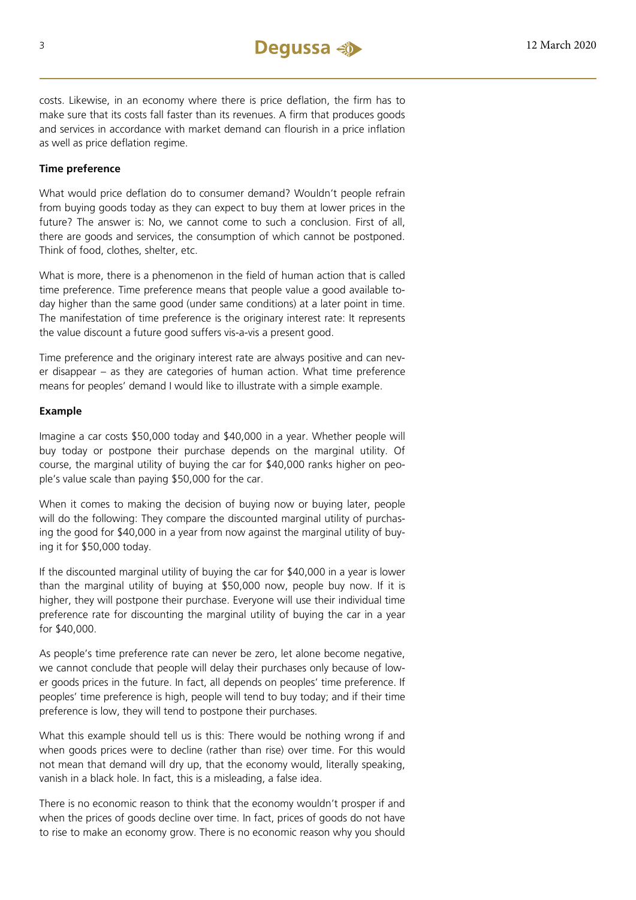costs. Likewise, in an economy where there is price deflation, the firm has to make sure that its costs fall faster than its revenues. A firm that produces goods and services in accordance with market demand can flourish in a price inflation as well as price deflation regime.

**Time preference**

What would price deflation do to consumer demand? Wouldn't people refrain from buying goods today as they can expect to buy them at lower prices in the future? The answer is: No, we cannot come to such a conclusion. First of all, there are goods and services, the consumption of which cannot be postponed. Think of food, clothes, shelter, etc.

What is more, there is a phenomenon in the field of human action that is called time preference. Time preference means that people value a good available today higher than the same good (under same conditions) at a later point in time. The manifestation of time preference is the originary interest rate: It represents the value discount a future good suffers vis-a-vis a present good.

Time preference and the originary interest rate are always positive and can never disappear – as they are categories of human action. What time preference means for peoples' demand I would like to illustrate with a simple example.

**Example**

Imagine a car costs $50,000 today and $40,000 in a year. Whether people will buy today or postpone their purchase depends on the marginal utility. Of course, the marginal utility of buying the car for $40,000 ranks higher on people's value scale than paying $50,000 for the car.

When it comes to making the decision of buying now or buying later, people will do the following: They compare the discounted marginal utility of purchasing the good for $40,000 in a year from now against the marginal utility of buying it for $50,000 today.

If the discounted marginal utility of buying the car for $40,000 in a year is lower than the marginal utility of buying at $50,000 now, people buy now. If it is higher, they will postpone their purchase. Everyone will use their individual time preference rate for discounting the marginal utility of buying the car in a year for $40,000.

As people's time preference rate can never be zero, let alone become negative, we cannot conclude that people will delay their purchases only because of lower goods prices in the future. In fact, all depends on peoples' time preference. If peoples' time preference is high, people will tend to buy today; and if their time preference is low, they will tend to postpone their purchases.

What this example should tell us is this: There would be nothing wrong if and when goods prices were to decline (rather than rise) over time. For this would not mean that demand will dry up, that the economy would, literally speaking, vanish in a black hole. In fact, this is a misleading, a false idea.

There is no economic reason to think that the economy wouldn't prosper if and when the prices of goods decline over time. In fact, prices of goods do not have to rise to make an economy grow. There is no economic reason why you should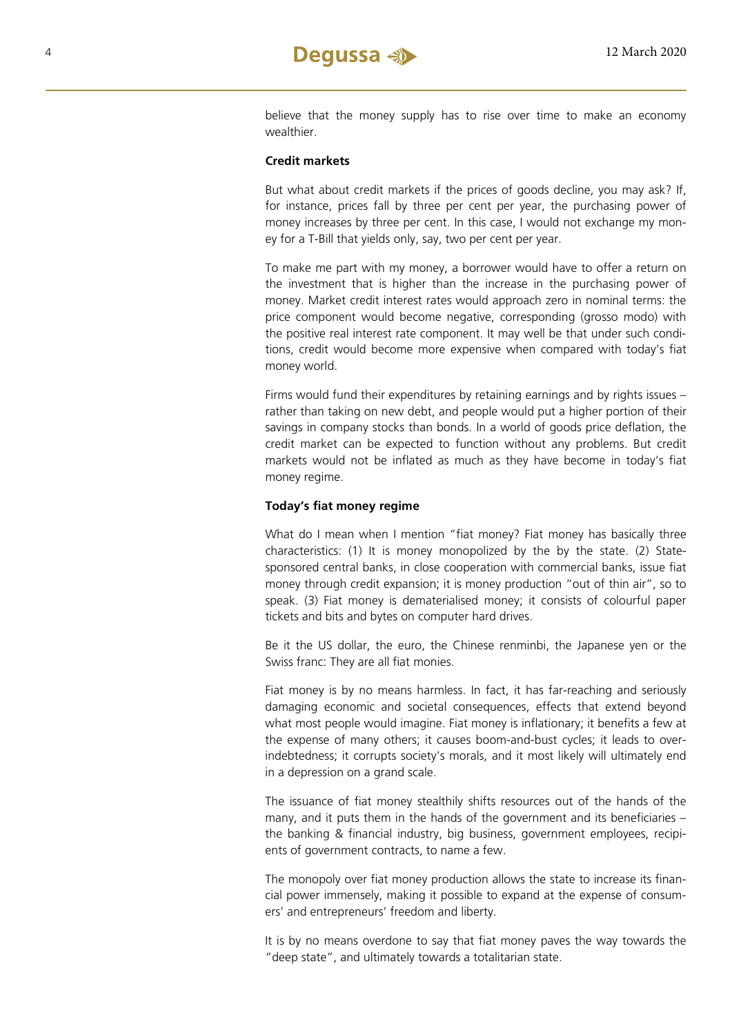believe that the money supply has to rise over time to make an economy wealthier.

**Credit markets**

But what about credit markets if the prices of goods decline, you may ask? If, for instance, prices fall by three per cent per year, the purchasing power of money increases by three per cent. In this case, I would not exchange my money for a T-Bill that yields only, say, two per cent per year.

To make me part with my money, a borrower would have to offer a return on the investment that is higher than the increase in the purchasing power of money. Market credit interest rates would approach zero in nominal terms: the price component would become negative, corresponding (grosso modo) with the positive real interest rate component. It may well be that under such conditions, credit would become more expensive when compared with today's fiat money world.

Firms would fund their expenditures by retaining earnings and by rights issues – rather than taking on new debt, and people would put a higher portion of their savings in company stocks than bonds. In a world of goods price deflation, the credit market can be expected to function without any problems. But credit markets would not be inflated as much as they have become in today's fiat money regime.

**Today's fiat money regime**

What do I mean when I mention "fiat money? Fiat money has basically three characteristics: (1) It is money monopolized by the by the state. (2) State-sponsored central banks, in close cooperation with commercial banks, issue fiat money through credit expansion; it is money production "out of thin air", so to speak. (3) Fiat money is dematerialised money; it consists of colourful paper tickets and bits and bytes on computer hard drives.

Be it the US dollar, the euro, the Chinese renminbi, the Japanese yen or the Swiss franc: They are all fiat monies.

Fiat money is by no means harmless. In fact, it has far-reaching and seriously damaging economic and societal consequences, effects that extend beyond what most people would imagine. Fiat money is inflationary; it benefits a few at the expense of many others; it causes boom-and-bust cycles; it leads to over-indebtedness; it corrupts society's morals, and it most likely will ultimately end in a depression on a grand scale.

The issuance of fiat money stealthily shifts resources out of the hands of the many, and it puts them in the hands of the government and its beneficiaries – the banking & financial industry, big business, government employees, recipients of government contracts, to name a few.

The monopoly over fiat money production allows the state to increase its financial power immensely, making it possible to expand at the expense of consumers' and entrepreneurs' freedom and liberty.

It is by no means overdone to say that fiat money paves the way towards the "deep state", and ultimately towards a totalitarian state.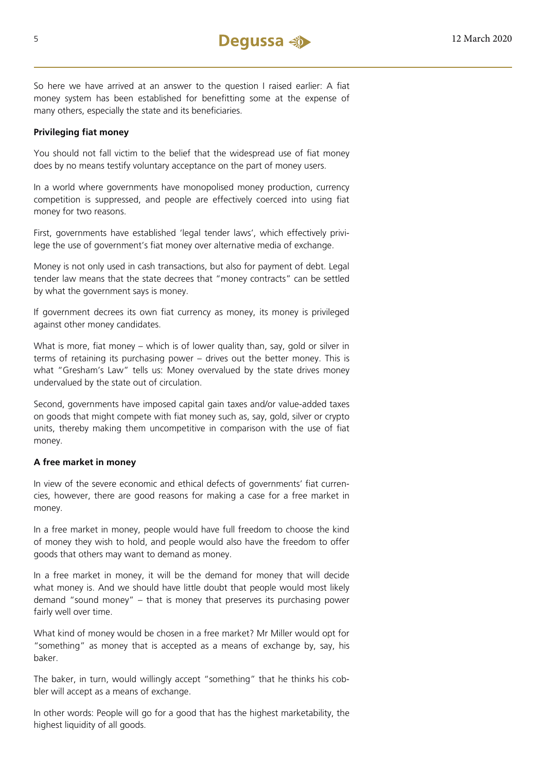So here we have arrived at an answer to the question I raised earlier: A fiat money system has been established for benefitting some at the expense of many others, especially the state and its beneficiaries.

**Privileging fiat money**

You should not fall victim to the belief that the widespread use of fiat money does by no means testify voluntary acceptance on the part of money users.

In a world where governments have monopolised money production, currency competition is suppressed, and people are effectively coerced into using fiat money for two reasons.

First, governments have established 'legal tender laws', which effectively privilege the use of government's fiat money over alternative media of exchange.

Money is not only used in cash transactions, but also for payment of debt. Legal tender law means that the state decrees that "money contracts" can be settled by what the government says is money.

If government decrees its own fiat currency as money, its money is privileged against other money candidates.

What is more, fiat money – which is of lower quality than, say, gold or silver in terms of retaining its purchasing power – drives out the better money. This is what "Gresham's Law" tells us: Money overvalued by the state drives money undervalued by the state out of circulation.

Second, governments have imposed capital gain taxes and/or value-added taxes on goods that might compete with fiat money such as, say, gold, silver or crypto units, thereby making them uncompetitive in comparison with the use of fiat money.

**A free market in money**

In view of the severe economic and ethical defects of governments' fiat currencies, however, there are good reasons for making a case for a free market in money.

In a free market in money, people would have full freedom to choose the kind of money they wish to hold, and people would also have the freedom to offer goods that others may want to demand as money.

In a free market in money, it will be the demand for money that will decide what money is. And we should have little doubt that people would most likely demand "sound money" – that is money that preserves its purchasing power fairly well over time.

What kind of money would be chosen in a free market? Mr Miller would opt for "something" as money that is accepted as a means of exchange by, say, his baker.

The baker, in turn, would willingly accept "something" that he thinks his cobbler will accept as a means of exchange.

In other words: People will go for a good that has the highest marketability, the highest liquidity of all goods.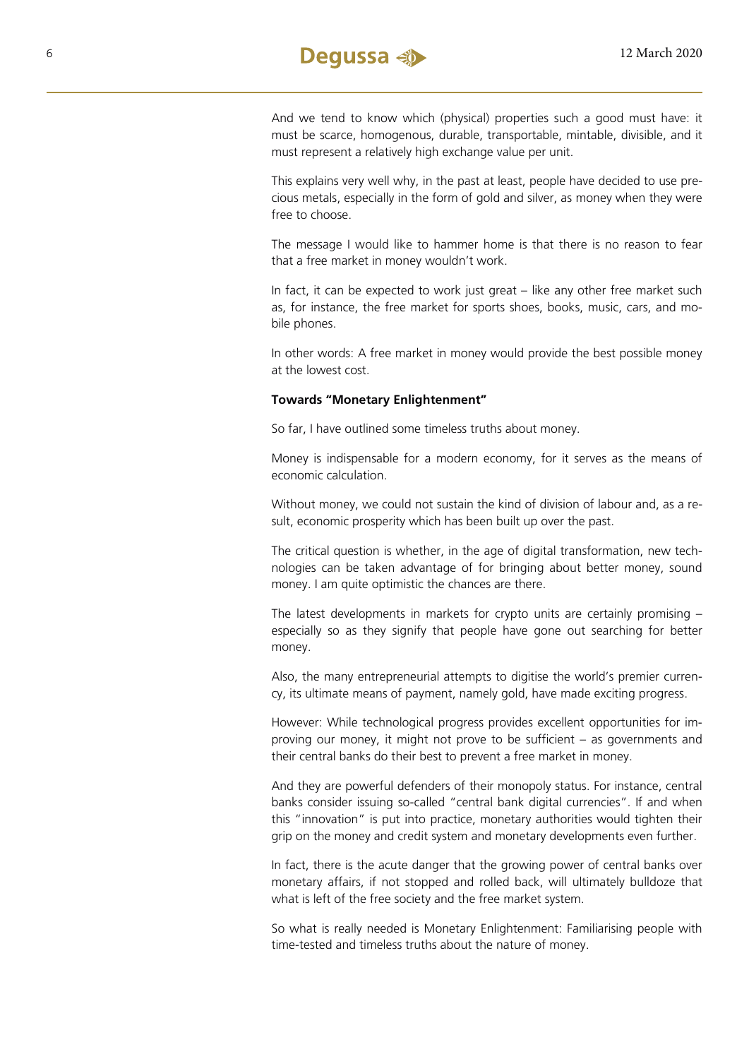And we tend to know which (physical) properties such a good must have: it must be scarce, homogenous, durable, transportable, mintable, divisible, and it must represent a relatively high exchange value per unit.

This explains very well why, in the past at least, people have decided to use precious metals, especially in the form of gold and silver, as money when they were free to choose.

The message I would like to hammer home is that there is no reason to fear that a free market in money wouldn't work.

In fact, it can be expected to work just great – like any other free market such as, for instance, the free market for sports shoes, books, music, cars, and mobile phones.

In other words: A free market in money would provide the best possible money at the lowest cost.

**Towards "Monetary Enlightenment"**

So far, I have outlined some timeless truths about money.

Money is indispensable for a modern economy, for it serves as the means of economic calculation.

Without money, we could not sustain the kind of division of labour and, as a result, economic prosperity which has been built up over the past.

The critical question is whether, in the age of digital transformation, new technologies can be taken advantage of for bringing about better money, sound money. I am quite optimistic the chances are there.

The latest developments in markets for crypto units are certainly promising – especially so as they signify that people have gone out searching for better money.

Also, the many entrepreneurial attempts to digitise the world's premier currency, its ultimate means of payment, namely gold, have made exciting progress.

However: While technological progress provides excellent opportunities for improving our money, it might not prove to be sufficient – as governments and their central banks do their best to prevent a free market in money.

And they are powerful defenders of their monopoly status. For instance, central banks consider issuing so-called "central bank digital currencies". If and when this "innovation" is put into practice, monetary authorities would tighten their grip on the money and credit system and monetary developments even further.

In fact, there is the acute danger that the growing power of central banks over monetary affairs, if not stopped and rolled back, will ultimately bulldoze that what is left of the free society and the free market system.

So what is really needed is Monetary Enlightenment: Familiarising people with time-tested and timeless truths about the nature of money.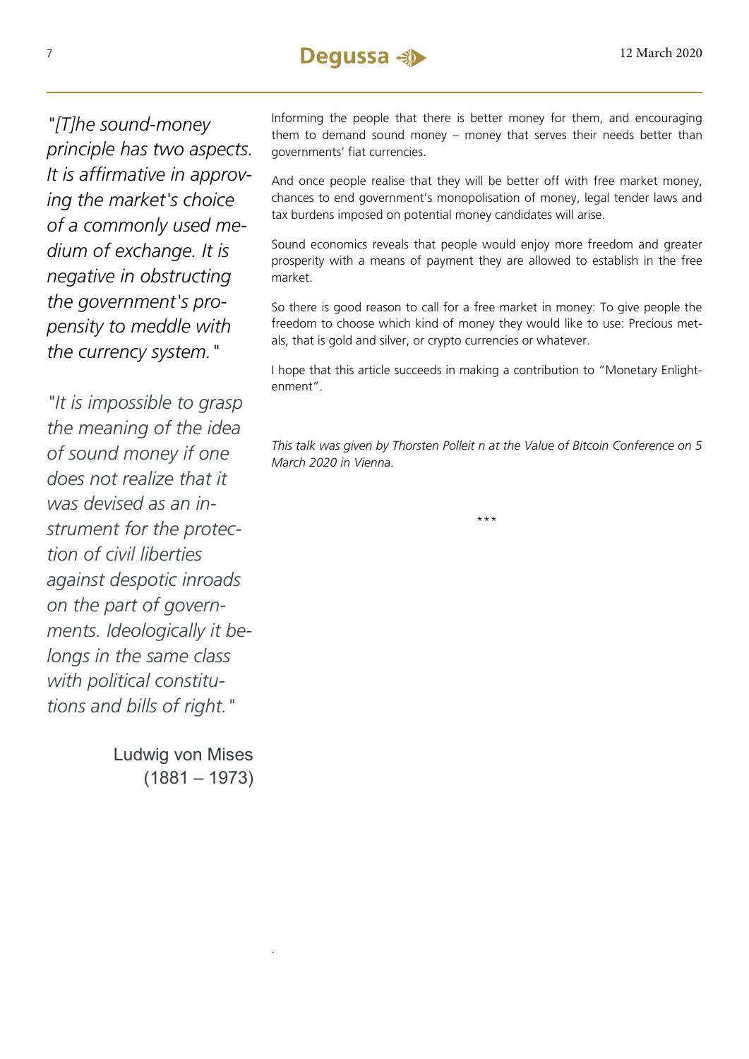*"[T]he sound-money principle has two aspects. It is affirmative in approving the market's choice of a commonly used medium of exchange. It is negative in obstructing the government's propensity to meddle with the currency system."*

*"It is impossible to grasp the meaning of the idea of sound money if one does not realize that it was devised as an instrument for the protection of civil liberties against despotic inroads on the part of governments. Ideologically it belongs in the same class with political constitutions and bills of right."*

Ludwig von Mises (1881 – 1973)

Informing the people that there is better money for them, and encouraging them to demand sound money – money that serves their needs better than governments' fiat currencies.

And once people realise that they will be better off with free market money, chances to end government's monopolisation of money, legal tender laws and tax burdens imposed on potential money candidates will arise.

Sound economics reveals that people would enjoy more freedom and greater prosperity with a means of payment they are allowed to establish in the free market.

So there is good reason to call for a free market in money: To give people the freedom to choose which kind of money they would like to use: Precious metals, that is gold and silver, or crypto currencies or whatever.

I hope that this article succeeds in making a contribution to "Monetary Enlightenment".

*This talk was given by Thorsten Polleit n at the Value of Bitcoin Conference on 5 March 2020 in Vienna.*

\*\*\*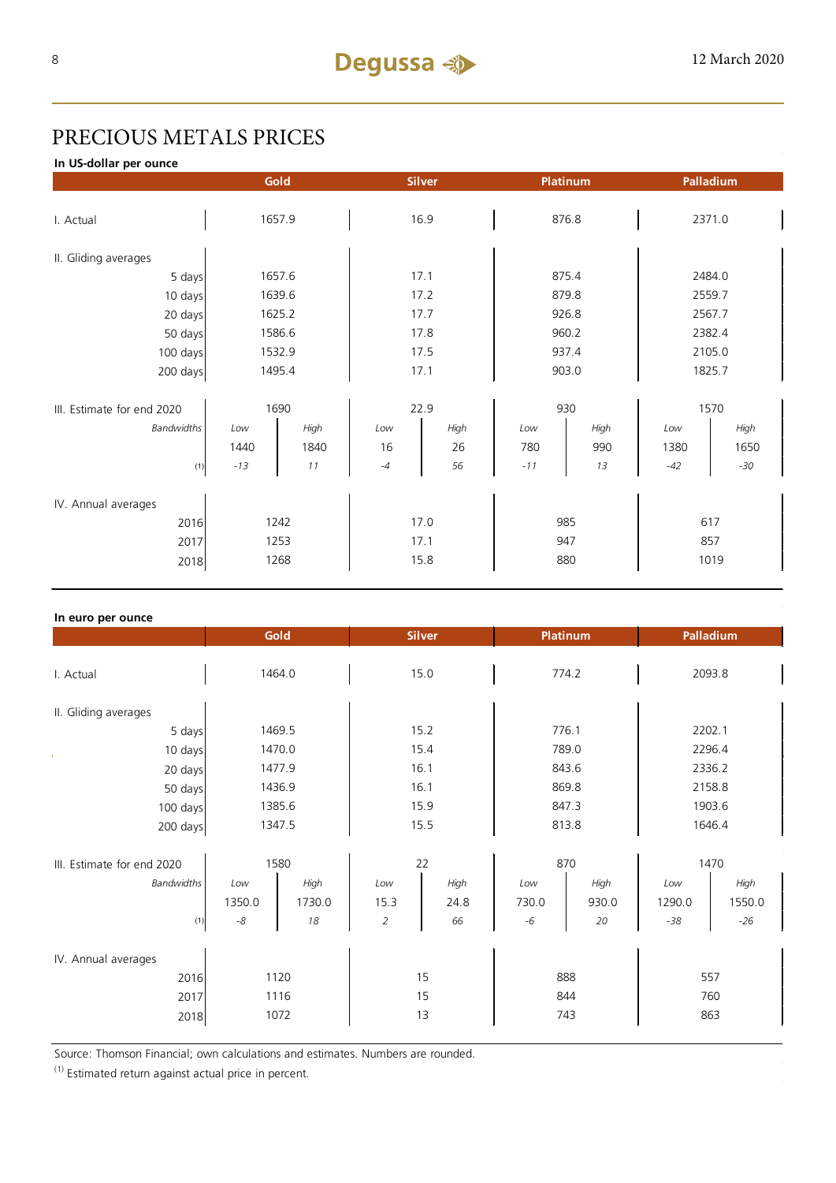# PRECIOUS METALS PRICES

**In US-dollar per ounce**

| | Gold | | Silver | | Platinum | | Palladium | |
|---|---|---|---|---|---|---|---|---|
| I. Actual | 1657.9 | | 16.9 | | 876.8 | | 2371.0 | |
| II. Gliding averages | | | | | | | | |
| 5 days | 1657.6 | | 17.1 | | 875.4 | | 2484.0 | |
| 10 days | 1639.6 | | 17.2 | | 879.8 | | 2559.7 | |
| 20 days | 1625.2 | | 17.7 | | 926.8 | | 2567.7 | |
| 50 days | 1586.6 | | 17.8 | | 960.2 | | 2382.4 | |
| 100 days | 1532.9 | | 17.5 | | 937.4 | | 2105.0 | |
| 200 days | 1495.4 | | 17.1 | | 903.0 | | 1825.7 | |
| III. Estimate for end 2020 | 1690 | | 22.9 | | 930 | | 1570 | |
| *Bandwidths* | *Low* | *High* | *Low* | *High* | *Low* | *High* | *Low* | *High* |
| | 1440 | 1840 | 16 | 26 | 780 | 990 | 1380 | 1650 |
| (1) | *-13* | *11* | *-4* | *56* | *-11* | *13* | *-42* | *-30* |
| IV. Annual averages | | | | | | | | |
| 2016 | 1242 | | 17.0 | | 985 | | 617 | |
| 2017 | 1253 | | 17.1 | | 947 | | 857 | |
| 2018 | 1268 | | 15.8 | | 880 | | 1019 | |

**In euro per ounce**

| | Gold | | Silver | | Platinum | | Palladium | |
|---|---|---|---|---|---|---|---|---|
| I. Actual | 1464.0 | | 15.0 | | 774.2 | | 2093.8 | |
| II. Gliding averages | | | | | | | | |
| 5 days | 1469.5 | | 15.2 | | 776.1 | | 2202.1 | |
| 10 days | 1470.0 | | 15.4 | | 789.0 | | 2296.4 | |
| 20 days | 1477.9 | | 16.1 | | 843.6 | | 2336.2 | |
| 50 days | 1436.9 | | 16.1 | | 869.8 | | 2158.8 | |
| 100 days | 1385.6 | | 15.9 | | 847.3 | | 1903.6 | |
| 200 days | 1347.5 | | 15.5 | | 813.8 | | 1646.4 | |
| III. Estimate for end 2020 | 1580 | | 22 | | 870 | | 1470 | |
| *Bandwidths* | *Low* | *High* | *Low* | *High* | *Low* | *High* | *Low* | *High* |
| | 1350.0 | 1730.0 | 15.3 | 24.8 | 730.0 | 930.0 | 1290.0 | 1550.0 |
| (1) | *-8* | *18* | *2* | *66* | *-6* | *20* | *-38* | *-26* |
| IV. Annual averages | | | | | | | | |
| 2016 | 1120 | | 15 | | 888 | | 557 | |
| 2017 | 1116 | | 15 | | 844 | | 760 | |
| 2018 | 1072 | | 13 | | 743 | | 863 | |

Source: Thomson Financial; own calculations and estimates. Numbers are rounded.

(1) Estimated return against actual price in percent.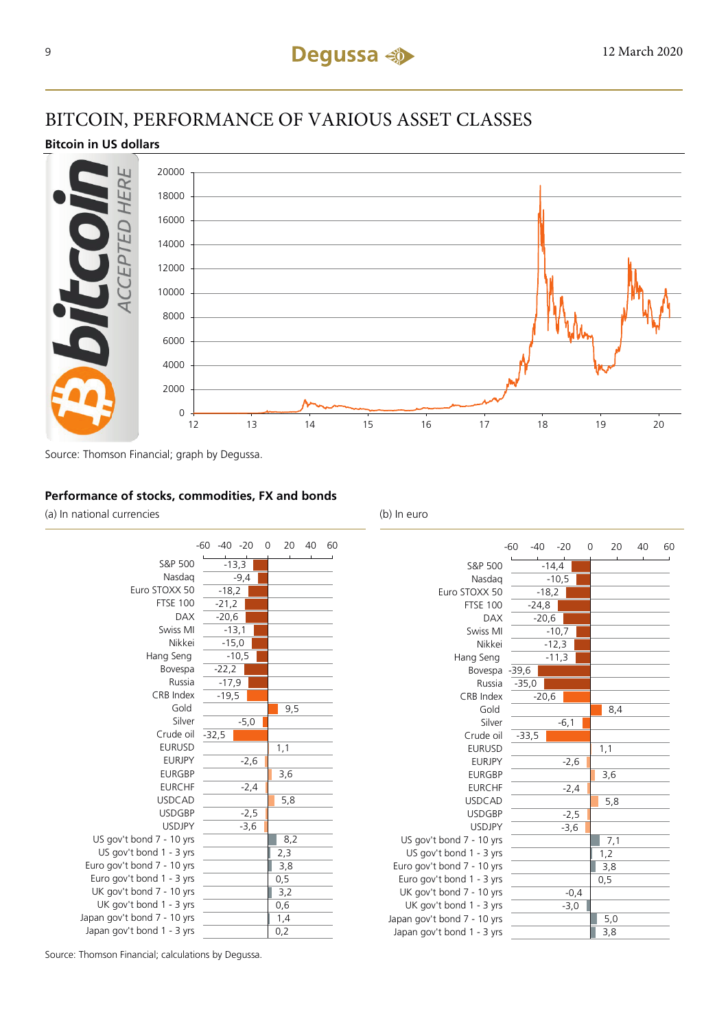# BITCOIN, PERFORMANCE OF VARIOUS ASSET CLASSES

**Bitcoin in US dollars**

bitcoin ACCEPTED HERE

20000
18000
16000
14000
12000
10000
8000
6000
4000
2000
0

12 13 14 15 16 17 18 19 20

Source: Thomson Financial; graph by Degussa.

**Performance of stocks, commodities, FX and bonds**

(a) In national currencies

-60 -40 -20 0 20 40 60

S&P 500 -13,3
Nasdaq -9,4
Euro STOXX 50 -18,2
FTSE 100 -21,2
DAX -20,6
Swiss MI -13,1
Nikkei -15,0
Hang Seng -10,5
Bovespa -22,2
Russia -17,9
CRB Index -19,5
Gold 9,5
Silver -5,0
Crude oil -32,5
EURUSD 1,1
EURJPY -2,6
EURGBP 3,6
EURCHF -2,4
USDCAD 5,8
USDGBP -2,5
USDJPY -3,6
US gov't bond 7 - 10 yrs 8,2
US gov't bond 1 - 3 yrs 2,3
Euro gov't bond 7 - 10 yrs 3,8
Euro gov't bond 1 - 3 yrs 0,5
UK gov't bond 7 - 10 yrs 3,2
UK gov't bond 1 - 3 yrs 0,6
Japan gov't bond 7 - 10 yrs 1,4
Japan gov't bond 1 - 3 yrs 0,2

(b) In euro

-60 -40 -20 0 20 40 60

S&P 500 -14,4
Nasdaq -10,5
Euro STOXX 50 -18,2
FTSE 100 -24,8
DAX -20,6
Swiss MI -10,7
Nikkei -12,3
Hang Seng -11,3
Bovespa -39,6
Russia -35,0
CRB Index -20,6
Gold 8,4
Silver -6,1
Crude oil -33,5
EURUSD 1,1
EURJPY -2,6
EURGBP 3,6
EURCHF -2,4
USDCAD 5,8
USDGBP -2,5
USDJPY -3,6
US gov't bond 7 - 10 yrs 7,1
US gov't bond 1 - 3 yrs 1,2
Euro gov't bond 7 - 10 yrs 3,8
Euro gov't bond 1 - 3 yrs 0,5
UK gov't bond 7 - 10 yrs -0,4
UK gov't bond 1 - 3 yrs -3,0
Japan gov't bond 7 - 10 yrs 5,0
Japan gov't bond 1 - 3 yrs 3,8

Source: Thomson Financial; calculations by Degussa.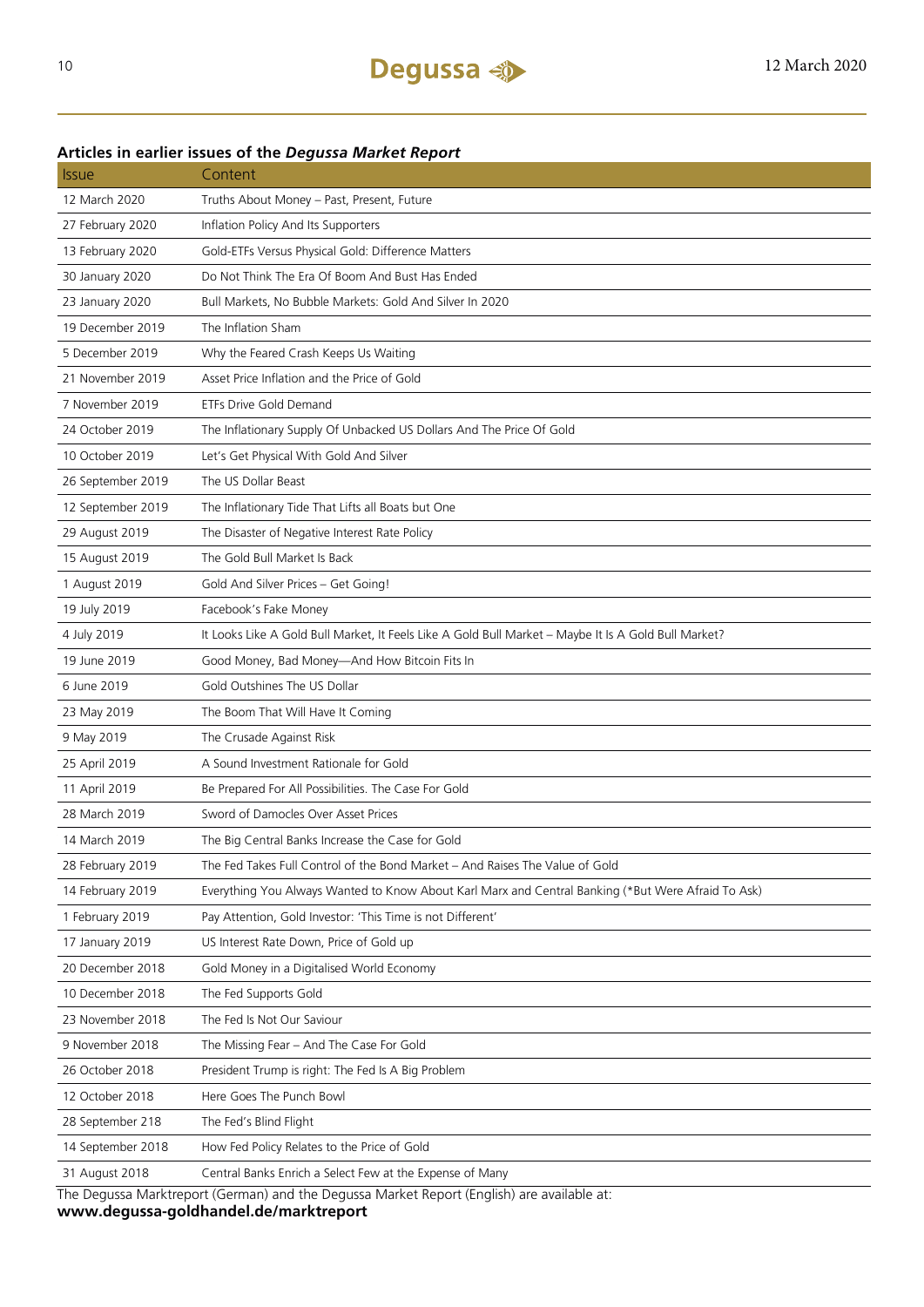## Articles in earlier issues of the *Degussa Market Report*

| Issue | Content |
|---|---|
| 12 March 2020 | Truths About Money – Past, Present, Future |
| 27 February 2020 | Inflation Policy And Its Supporters |
| 13 February 2020 | Gold-ETFs Versus Physical Gold: Difference Matters |
| 30 January 2020 | Do Not Think The Era Of Boom And Bust Has Ended |
| 23 January 2020 | Bull Markets, No Bubble Markets: Gold And Silver In 2020 |
| 19 December 2019 | The Inflation Sham |
| 5 December 2019 | Why the Feared Crash Keeps Us Waiting |
| 21 November 2019 | Asset Price Inflation and the Price of Gold |
| 7 November 2019 | ETFs Drive Gold Demand |
| 24 October 2019 | The Inflationary Supply Of Unbacked US Dollars And The Price Of Gold |
| 10 October 2019 | Let's Get Physical With Gold And Silver |
| 26 September 2019 | The US Dollar Beast |
| 12 September 2019 | The Inflationary Tide That Lifts all Boats but One |
| 29 August 2019 | The Disaster of Negative Interest Rate Policy |
| 15 August 2019 | The Gold Bull Market Is Back |
| 1 August 2019 | Gold And Silver Prices – Get Going! |
| 19 July 2019 | Facebook's Fake Money |
| 4 July 2019 | It Looks Like A Gold Bull Market, It Feels Like A Gold Bull Market – Maybe It Is A Gold Bull Market? |
| 19 June 2019 | Good Money, Bad Money—And How Bitcoin Fits In |
| 6 June 2019 | Gold Outshines The US Dollar |
| 23 May 2019 | The Boom That Will Have It Coming |
| 9 May 2019 | The Crusade Against Risk |
| 25 April 2019 | A Sound Investment Rationale for Gold |
| 11 April 2019 | Be Prepared For All Possibilities. The Case For Gold |
| 28 March 2019 | Sword of Damocles Over Asset Prices |
| 14 March 2019 | The Big Central Banks Increase the Case for Gold |
| 28 February 2019 | The Fed Takes Full Control of the Bond Market – And Raises The Value of Gold |
| 14 February 2019 | Everything You Always Wanted to Know About Karl Marx and Central Banking (*But Were Afraid To Ask) |
| 1 February 2019 | Pay Attention, Gold Investor: 'This Time is not Different' |
| 17 January 2019 | US Interest Rate Down, Price of Gold up |
| 20 December 2018 | Gold Money in a Digitalised World Economy |
| 10 December 2018 | The Fed Supports Gold |
| 23 November 2018 | The Fed Is Not Our Saviour |
| 9 November 2018 | The Missing Fear – And The Case For Gold |
| 26 October 2018 | President Trump is right: The Fed Is A Big Problem |
| 12 October 2018 | Here Goes The Punch Bowl |
| 28 September 218 | The Fed's Blind Flight |
| 14 September 2018 | How Fed Policy Relates to the Price of Gold |
| 31 August 2018 | Central Banks Enrich a Select Few at the Expense of Many |

The Degussa Marktreport (German) and the Degussa Market Report (English) are available at:
**www.degussa-goldhandel.de/marktreport**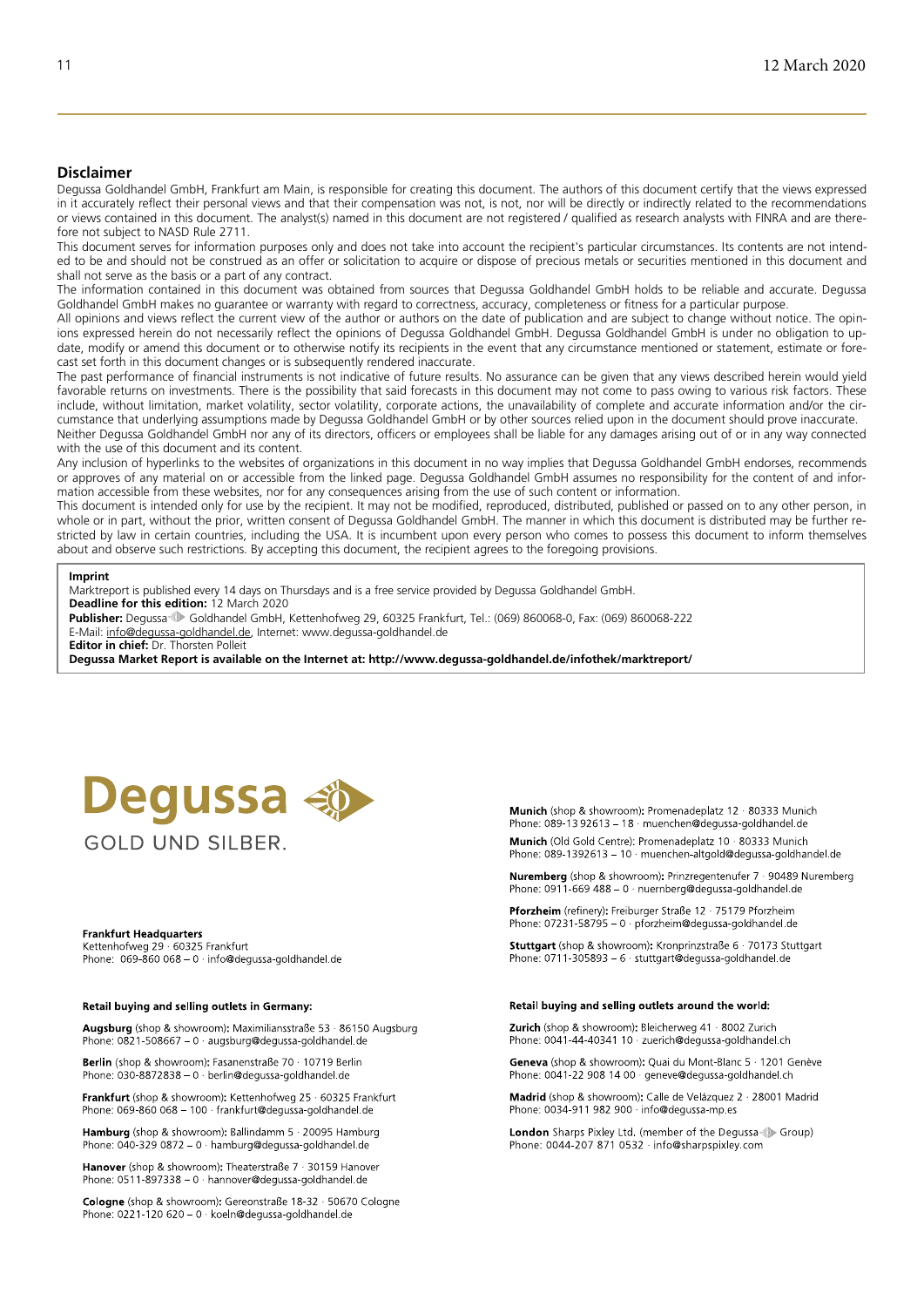## Disclaimer

Degussa Goldhandel GmbH, Frankfurt am Main, is responsible for creating this document. The authors of this document certify that the views expressed in it accurately reflect their personal views and that their compensation was not, is not, nor will be directly or indirectly related to the recommendations or views contained in this document. The analyst(s) named in this document are not registered / qualified as research analysts with FINRA and are therefore not subject to NASD Rule 2711.

This document serves for information purposes only and does not take into account the recipient's particular circumstances. Its contents are not intended to be and should not be construed as an offer or solicitation to acquire or dispose of precious metals or securities mentioned in this document and shall not serve as the basis or a part of any contract.

The information contained in this document was obtained from sources that Degussa Goldhandel GmbH holds to be reliable and accurate. Degussa Goldhandel GmbH makes no guarantee or warranty with regard to correctness, accuracy, completeness or fitness for a particular purpose.

All opinions and views reflect the current view of the author or authors on the date of publication and are subject to change without notice. The opinions expressed herein do not necessarily reflect the opinions of Degussa Goldhandel GmbH. Degussa Goldhandel GmbH is under no obligation to update, modify or amend this document or to otherwise notify its recipients in the event that any circumstance mentioned or statement, estimate or forecast set forth in this document changes or is subsequently rendered inaccurate.

The past performance of financial instruments is not indicative of future results. No assurance can be given that any views described herein would yield favorable returns on investments. There is the possibility that said forecasts in this document may not come to pass owing to various risk factors. These include, without limitation, market volatility, sector volatility, corporate actions, the unavailability of complete and accurate information and/or the circumstance that underlying assumptions made by Degussa Goldhandel GmbH or by other sources relied upon in the document should prove inaccurate.

Neither Degussa Goldhandel GmbH nor any of its directors, officers or employees shall be liable for any damages arising out of or in any way connected with the use of this document and its content.

Any inclusion of hyperlinks to the websites of organizations in this document in no way implies that Degussa Goldhandel GmbH endorses, recommends or approves of any material on or accessible from the linked page. Degussa Goldhandel GmbH assumes no responsibility for the content of and information accessible from these websites, nor for any consequences arising from the use of such content or information.

This document is intended only for use by the recipient. It may not be modified, reproduced, distributed, published or passed on to any other person, in whole or in part, without the prior, written consent of Degussa Goldhandel GmbH. The manner in which this document is distributed may be further restricted by law in certain countries, including the USA. It is incumbent upon every person who comes to possess this document to inform themselves about and observe such restrictions. By accepting this document, the recipient agrees to the foregoing provisions.

**Imprint**
Marktreport is published every 14 days on Thursdays and is a free service provided by Degussa Goldhandel GmbH.
**Deadline for this edition:** 12 March 2020
**Publisher:** Degussa Goldhandel GmbH, Kettenhofweg 29, 60325 Frankfurt, Tel.: (069) 860068-0, Fax: (069) 860068-222
E-Mail: info@degussa-goldhandel.de, Internet: www.degussa-goldhandel.de
**Editor in chief:** Dr. Thorsten Polleit
**Degussa Market Report is available on the Internet at: http://www.degussa-goldhandel.de/infothek/marktreport/**

Degussa
GOLD UND SILBER.

**Frankfurt Headquarters**
Kettenhofweg 29 · 60325 Frankfurt
Phone: 069-860 068 – 0 · info@degussa-goldhandel.de

**Retail buying and selling outlets in Germany:**

**Augsburg** (shop & showroom): Maximiliansstraße 53 · 86150 Augsburg
Phone: 0821-508667 – 0 · augsburg@degussa-goldhandel.de

**Berlin** (shop & showroom): Fasanenstraße 70 · 10719 Berlin
Phone: 030-8872838 – 0 · berlin@degussa-goldhandel.de

**Frankfurt** (shop & showroom): Kettenhofweg 25 · 60325 Frankfurt
Phone: 069-860 068 – 100 · frankfurt@degussa-goldhandel.de

**Hamburg** (shop & showroom): Ballindamm 5 · 20095 Hamburg
Phone: 040-329 0872 – 0 · hamburg@degussa-goldhandel.de

**Hanover** (shop & showroom): Theaterstraße 7 · 30159 Hanover
Phone: 0511-897338 – 0 · hannover@degussa-goldhandel.de

**Cologne** (shop & showroom): Gereonstraße 18-32 · 50670 Cologne
Phone: 0221-120 620 – 0 · koeln@degussa-goldhandel.de

**Munich** (shop & showroom): Promenadeplatz 12 · 80333 Munich
Phone: 089-13 92613 – 18 · muenchen@degussa-goldhandel.de

**Munich** (Old Gold Centre): Promenadeplatz 10 · 80333 Munich
Phone: 089-1392613 – 10 · muenchen-altgold@degussa-goldhandel.de

**Nuremberg** (shop & showroom): Prinzregentenufer 7 · 90489 Nuremberg
Phone: 0911-669 488 – 0 · nuernberg@degussa-goldhandel.de

**Pforzheim** (refinery): Freiburger Straße 12 · 75179 Pforzheim
Phone: 07231-58795 – 0 · pforzheim@degussa-goldhandel.de

**Stuttgart** (shop & showroom): Kronprinzstraße 6 · 70173 Stuttgart
Phone: 0711-305893 – 6 · stuttgart@degussa-goldhandel.de

**Retail buying and selling outlets around the world:**

**Zurich** (shop & showroom): Bleicherweg 41 · 8002 Zurich
Phone: 0041-44-40341 10 · zuerich@degussa-goldhandel.ch

**Geneva** (shop & showroom): Quai du Mont-Blanc 5 · 1201 Genève
Phone: 0041-22 908 14 00 · geneve@degussa-goldhandel.ch

**Madrid** (shop & showroom): Calle de Velázquez 2 · 28001 Madrid
Phone: 0034-911 982 900 · info@degussa-mp.es

**London** Sharps Pixley Ltd. (member of the Degussa Group)
Phone: 0044-207 871 0532 · info@sharpspixley.com